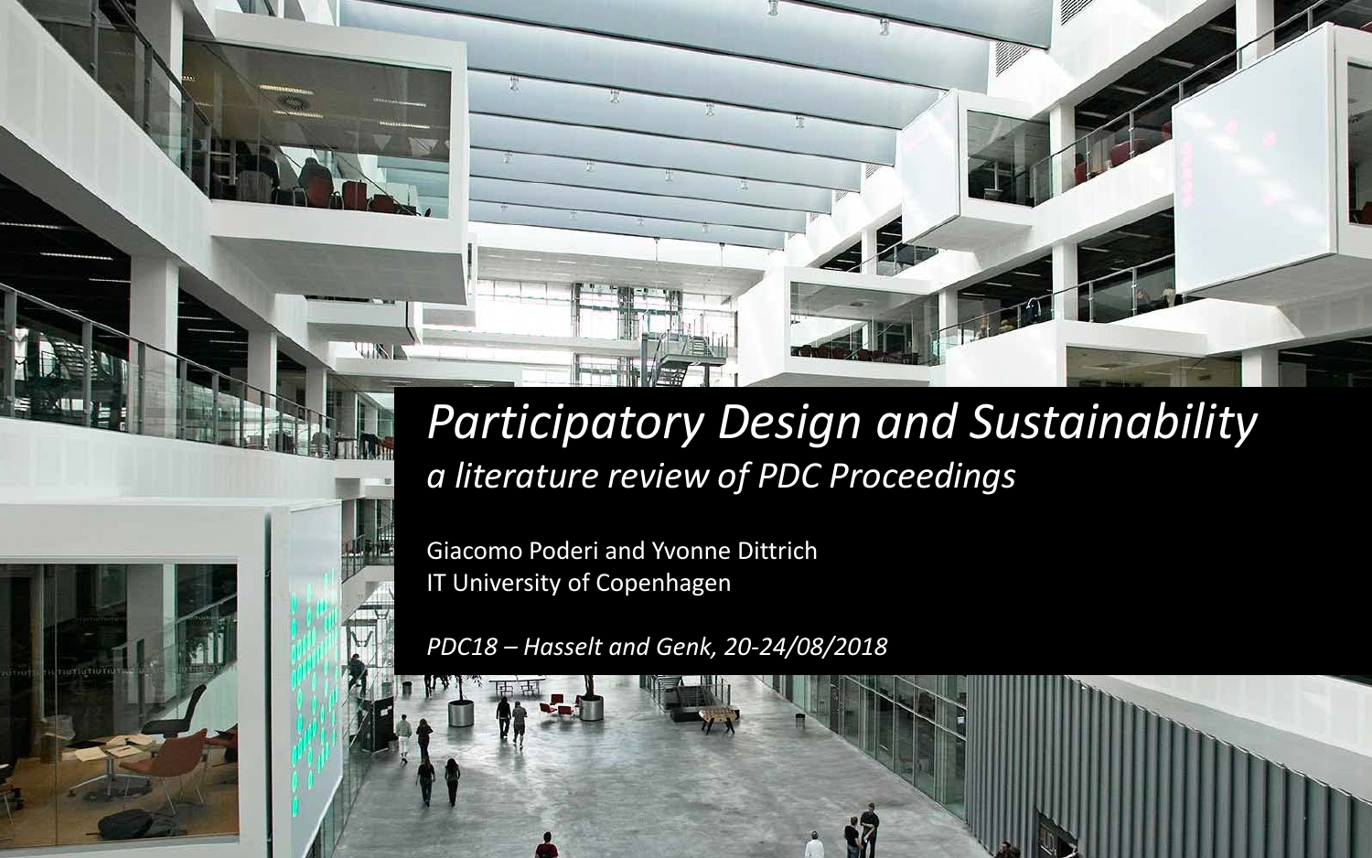# *Participatory Design and Sustainability*

## *a literature review of PDC Proceedings*

Giacomo Poderi and Yvonne Dittrich
IT University of Copenhagen

*PDC18 – Hasselt and Genk, 20-24/08/2018*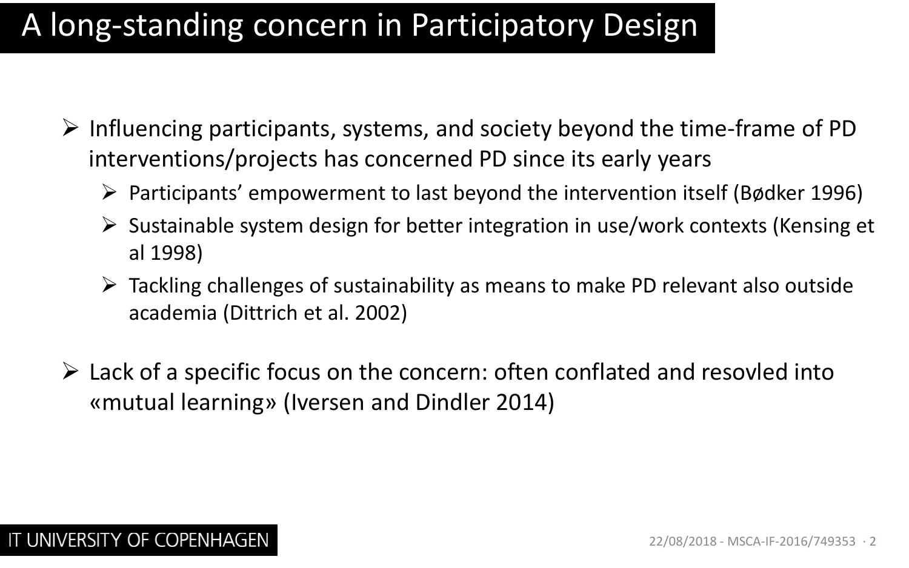# A long-standing concern in Participatory Design

- Influencing participants, systems, and society beyond the time-frame of PD interventions/projects has concerned PD since its early years
  - Participants' empowerment to last beyond the intervention itself (Bødker 1996)
  - Sustainable system design for better integration in use/work contexts (Kensing et al 1998)
  - Tackling challenges of sustainability as means to make PD relevant also outside academia (Dittrich et al. 2002)
- Lack of a specific focus on the concern: often conflated and resovled into «mutual learning» (Iversen and Dindler 2014)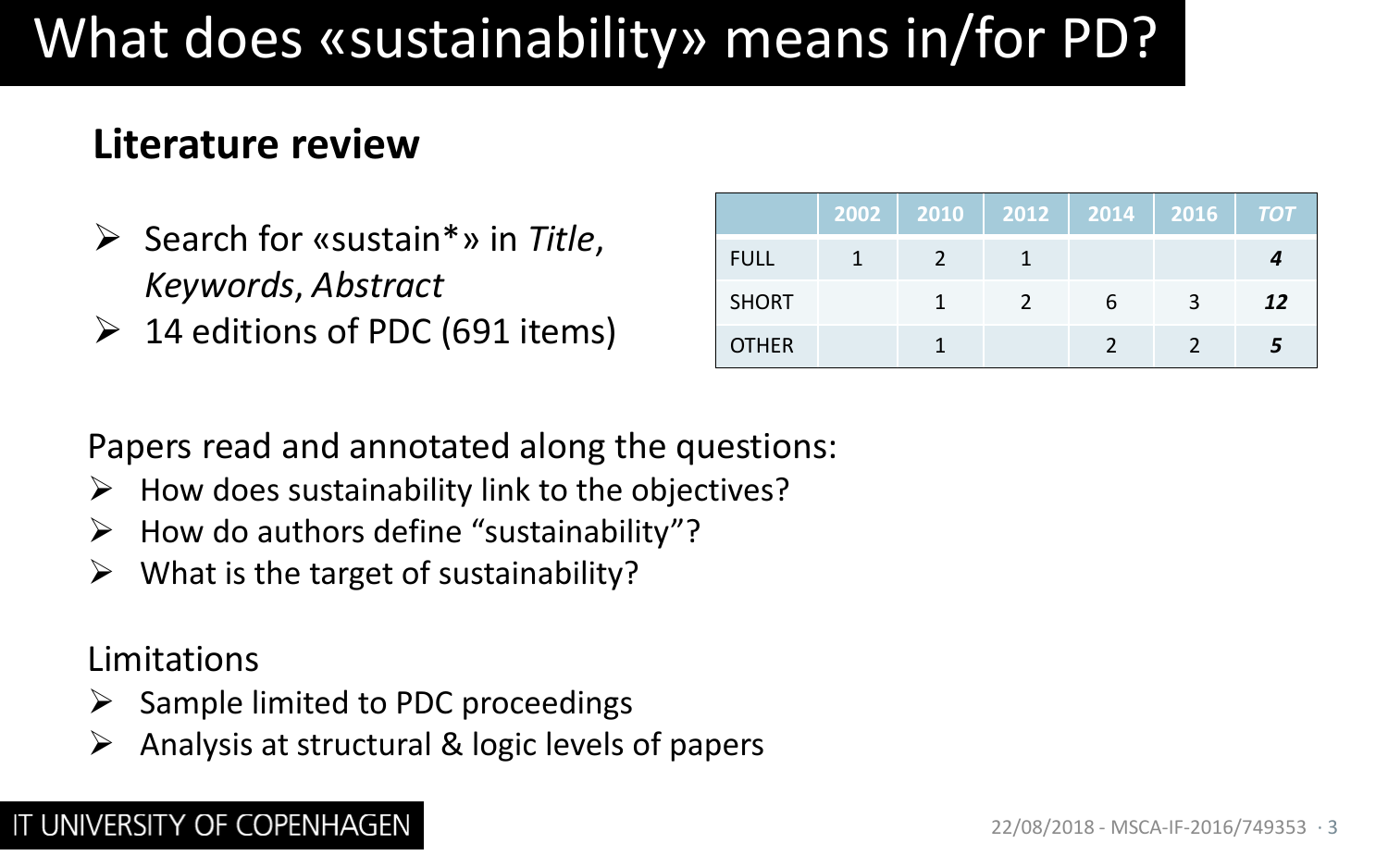# What does «sustainability» means in/for PD?

## Literature review

- Search for «sustain*» in *Title*, *Keywords*, *Abstract*
- 14 editions of PDC (691 items)

| | 2002 | 2010 | 2012 | 2014 | 2016 | *TOT* |
|---|---|---|---|---|---|---|
| FULL | 1 | 2 | 1 | | | ***4*** |
| SHORT | | 1 | 2 | 6 | 3 | ***12*** |
| OTHER | | 1 | | 2 | 2 | ***5*** |

Papers read and annotated along the questions:

- How does sustainability link to the objectives?
- How do authors define "sustainability"?
- What is the target of sustainability?

Limitations

- Sample limited to PDC proceedings
- Analysis at structural & logic levels of papers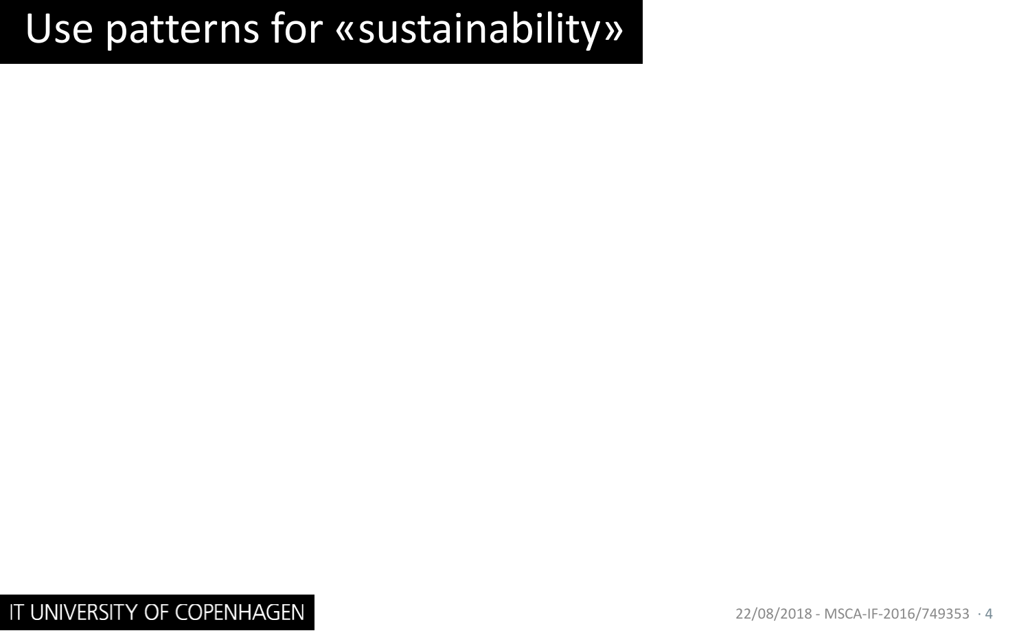# Use patterns for «sustainability»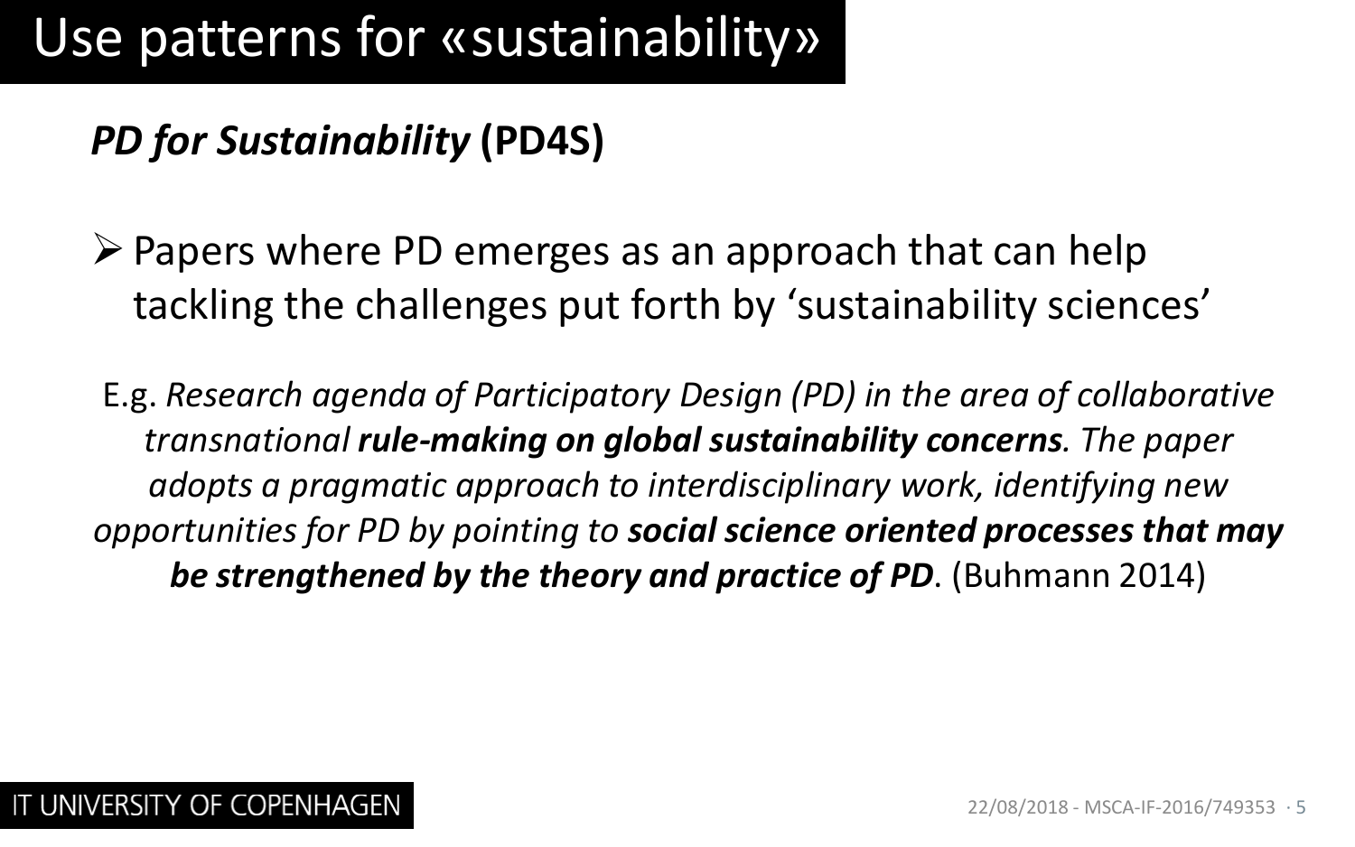# Use patterns for «sustainability»

## ***PD for Sustainability* (PD4S)**

- Papers where PD emerges as an approach that can help tackling the challenges put forth by 'sustainability sciences'

E.g. *Research agenda of Participatory Design (PD) in the area of collaborative transnational **rule-making on global sustainability concerns**. The paper adopts a pragmatic approach to interdisciplinary work, identifying new opportunities for PD by pointing to **social science oriented processes that may be strengthened by the theory and practice of PD***. (Buhmann 2014)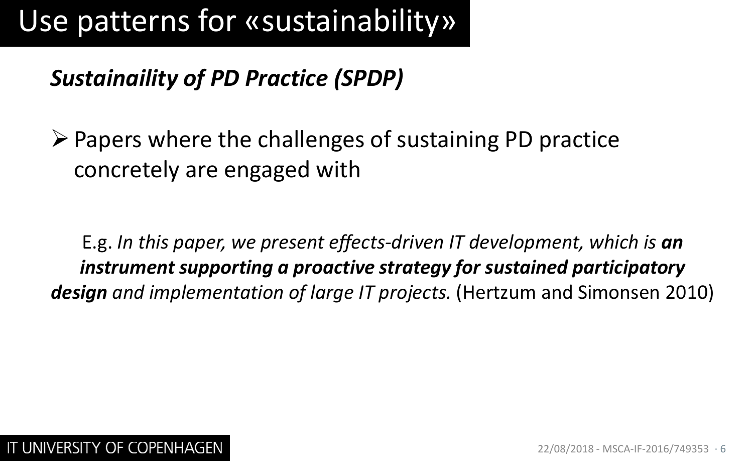# Use patterns for «sustainability»

***Sustainaility of PD Practice (SPDP)***

- Papers where the challenges of sustaining PD practice concretely are engaged with

E.g. *In this paper, we present effects-driven IT development, which is* ***an instrument supporting a proactive strategy for sustained participatory design*** *and implementation of large IT projects.* (Hertzum and Simonsen 2010)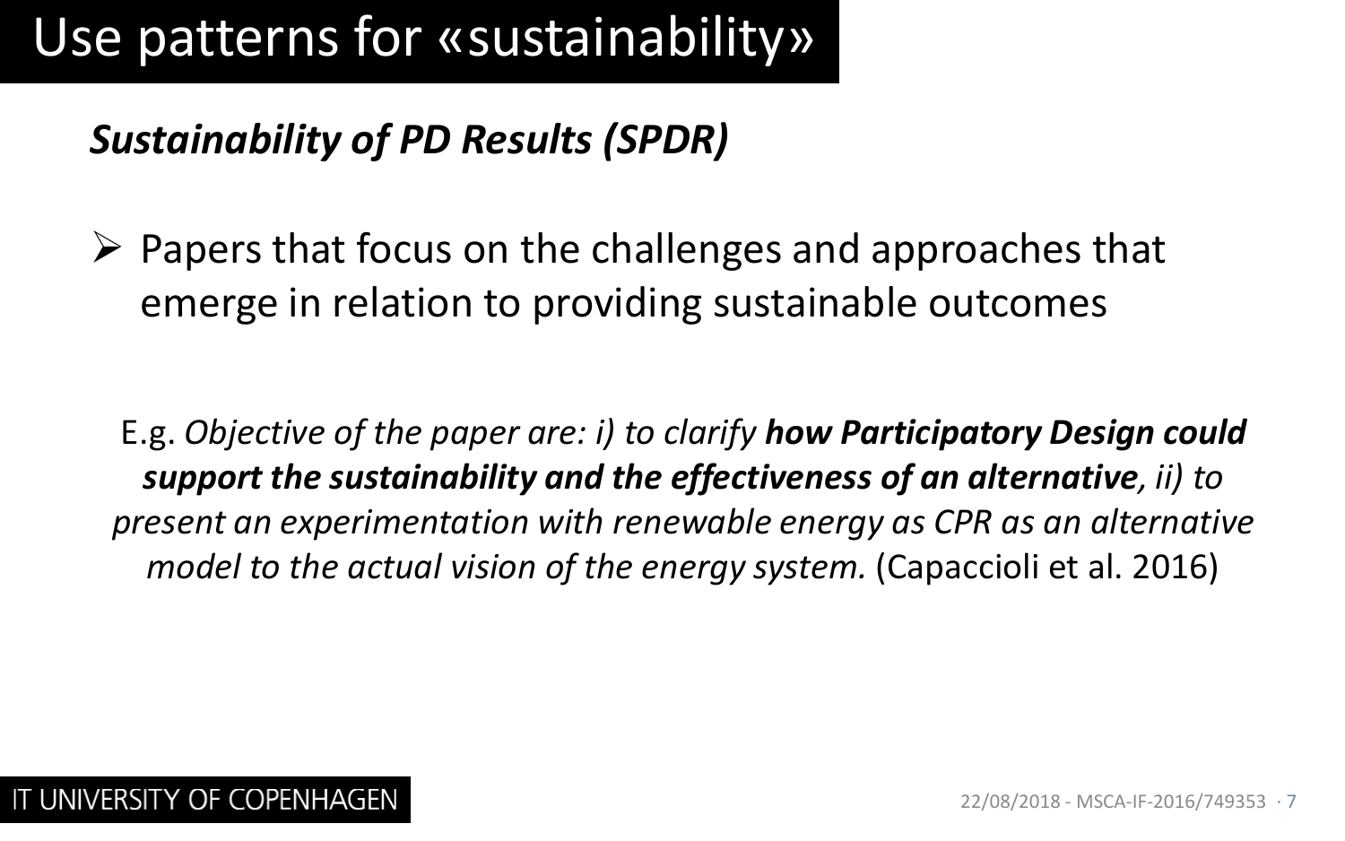# Use patterns for «sustainability»

## ***Sustainability of PD Results (SPDR)***

- Papers that focus on the challenges and approaches that emerge in relation to providing sustainable outcomes

E.g. *Objective of the paper are: i) to clarify **how Participatory Design could support the sustainability and the effectiveness of an alternative**, ii) to present an experimentation with renewable energy as CPR as an alternative model to the actual vision of the energy system.* (Capaccioli et al. 2016)

IT UNIVERSITY OF COPENHAGEN

22/08/2018 - MSCA-IF-2016/749353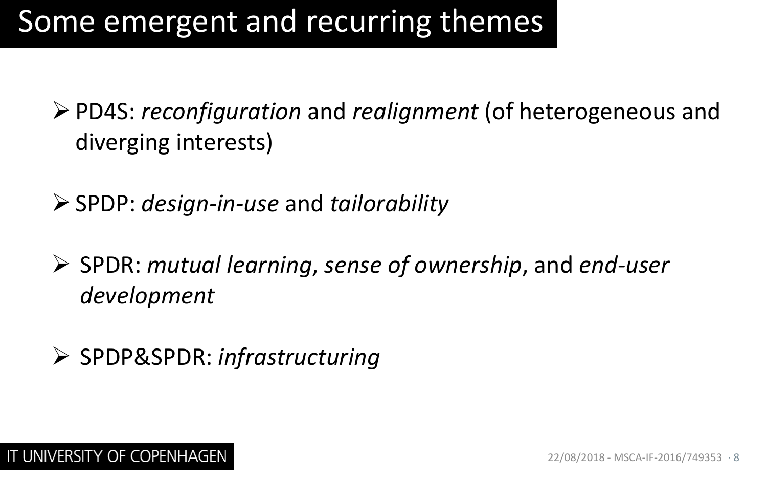# Some emergent and recurring themes

- PD4S: *reconfiguration* and *realignment* (of heterogeneous and diverging interests)
- SPDP: *design-in-use* and *tailorability*
- SPDR: *mutual learning*, *sense of ownership*, and *end-user development*
- SPDP&SPDR: *infrastructuring*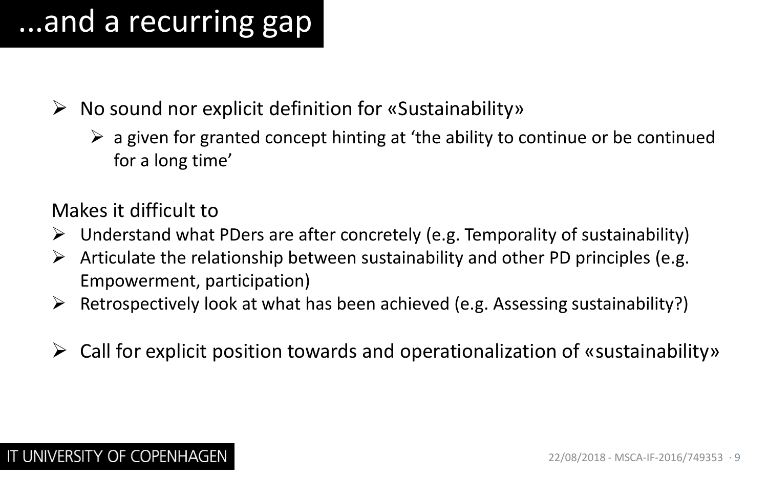# ...and a recurring gap

- No sound nor explicit definition for «Sustainability»
  - a given for granted concept hinting at 'the ability to continue or be continued for a long time'

Makes it difficult to

- Understand what PDers are after concretely (e.g. Temporality of sustainability)
- Articulate the relationship between sustainability and other PD principles (e.g. Empowerment, participation)
- Retrospectively look at what has been achieved (e.g. Assessing sustainability?)

- Call for explicit position towards and operationalization of «sustainability»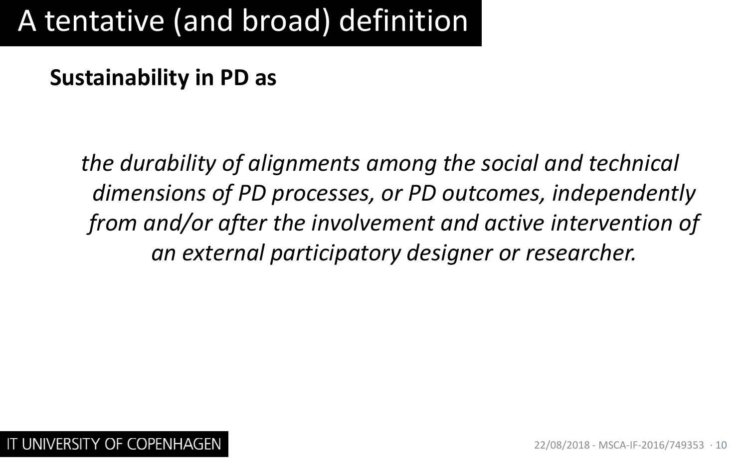# A tentative (and broad) definition

**Sustainability in PD as**

*the durability of alignments among the social and technical dimensions of PD processes, or PD outcomes, independently from and/or after the involvement and active intervention of an external participatory designer or researcher.*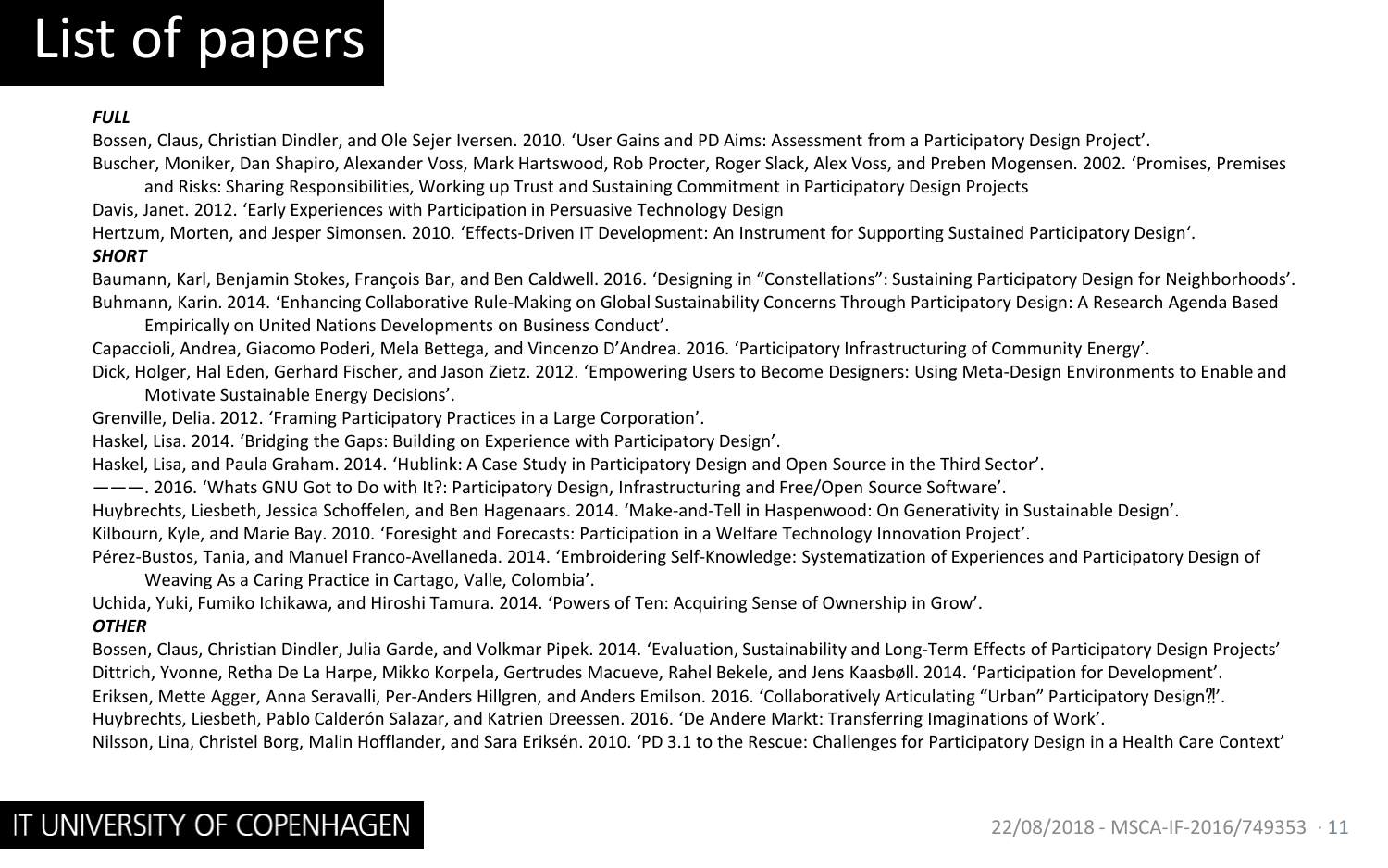# List of papers

***FULL***

Bossen, Claus, Christian Dindler, and Ole Sejer Iversen. 2010. 'User Gains and PD Aims: Assessment from a Participatory Design Project'.

Buscher, Moniker, Dan Shapiro, Alexander Voss, Mark Hartswood, Rob Procter, Roger Slack, Alex Voss, and Preben Mogensen. 2002. 'Promises, Premises and Risks: Sharing Responsibilities, Working up Trust and Sustaining Commitment in Participatory Design Projects

Davis, Janet. 2012. 'Early Experiences with Participation in Persuasive Technology Design

Hertzum, Morten, and Jesper Simonsen. 2010. 'Effects-Driven IT Development: An Instrument for Supporting Sustained Participatory Design'.

***SHORT***

Baumann, Karl, Benjamin Stokes, François Bar, and Ben Caldwell. 2016. 'Designing in "Constellations": Sustaining Participatory Design for Neighborhoods'.

Buhmann, Karin. 2014. 'Enhancing Collaborative Rule-Making on Global Sustainability Concerns Through Participatory Design: A Research Agenda Based Empirically on United Nations Developments on Business Conduct'.

Capaccioli, Andrea, Giacomo Poderi, Mela Bettega, and Vincenzo D'Andrea. 2016. 'Participatory Infrastructuring of Community Energy'.

Dick, Holger, Hal Eden, Gerhard Fischer, and Jason Zietz. 2012. 'Empowering Users to Become Designers: Using Meta-Design Environments to Enable and Motivate Sustainable Energy Decisions'.

Grenville, Delia. 2012. 'Framing Participatory Practices in a Large Corporation'.

Haskel, Lisa. 2014. 'Bridging the Gaps: Building on Experience with Participatory Design'.

Haskel, Lisa, and Paula Graham. 2014. 'Hublink: A Case Study in Participatory Design and Open Source in the Third Sector'.

———. 2016. 'Whats GNU Got to Do with It?: Participatory Design, Infrastructuring and Free/Open Source Software'.

Huybrechts, Liesbeth, Jessica Schoffelen, and Ben Hagenaars. 2014. 'Make-and-Tell in Haspenwood: On Generativity in Sustainable Design'.

Kilbourn, Kyle, and Marie Bay. 2010. 'Foresight and Forecasts: Participation in a Welfare Technology Innovation Project'.

Pérez-Bustos, Tania, and Manuel Franco-Avellaneda. 2014. 'Embroidering Self-Knowledge: Systematization of Experiences and Participatory Design of Weaving As a Caring Practice in Cartago, Valle, Colombia'.

Uchida, Yuki, Fumiko Ichikawa, and Hiroshi Tamura. 2014. 'Powers of Ten: Acquiring Sense of Ownership in Grow'.

***OTHER***

Bossen, Claus, Christian Dindler, Julia Garde, and Volkmar Pipek. 2014. 'Evaluation, Sustainability and Long-Term Effects of Participatory Design Projects'

Dittrich, Yvonne, Retha De La Harpe, Mikko Korpela, Gertrudes Macueve, Rahel Bekele, and Jens Kaasbøll. 2014. 'Participation for Development'.

Eriksen, Mette Agger, Anna Seravalli, Per-Anders Hillgren, and Anders Emilson. 2016. 'Collaboratively Articulating "Urban" Participatory Design⁈'.

Huybrechts, Liesbeth, Pablo Calderón Salazar, and Katrien Dreessen. 2016. 'De Andere Markt: Transferring Imaginations of Work'.

Nilsson, Lina, Christel Borg, Malin Hofflander, and Sara Eriksén. 2010. 'PD 3.1 to the Rescue: Challenges for Participatory Design in a Health Care Context'